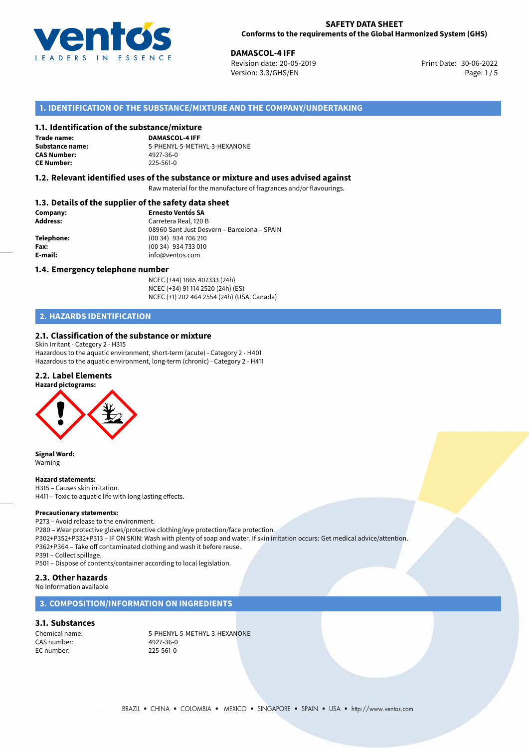**SAFETY DATA SHEET**
**Conforms to the requirements of the Global Harmonized System (GHS)**

**DAMASCOL-4 IFF**
Revision date: 20-05-2019
Version: 3.3/GHS/EN
Print Date: 30-06-2022

## 1. IDENTIFICATION OF THE SUBSTANCE/MIXTURE AND THE COMPANY/UNDERTAKING

### 1.1. Identification of the substance/mixture

**Trade name:** DAMASCOL-4 IFF
**Substance name:** 5-PHENYL-5-METHYL-3-HEXANONE
**CAS Number:** 4927-36-0
**CE Number:** 225-561-0

### 1.2. Relevant identified uses of the substance or mixture and uses advised against

Raw material for the manufacture of fragrances and/or flavourings.

### 1.3. Details of the supplier of the safety data sheet

**Company:** Ernesto Ventós SA
**Address:** Carretera Real, 120 B
08960 Sant Just Desvern – Barcelona – SPAIN
**Telephone:** (00 34) 934 706 210
**Fax:** (00 34) 934 733 010
**E-mail:** info@ventos.com

### 1.4. Emergency telephone number

NCEC (+44) 1865 407333 (24h)
NCEC (+34) 91 114 2520 (24h) (ES)
NCEC (+1) 202 464 2554 (24h) (USA, Canada)

## 2. HAZARDS IDENTIFICATION

### 2.1. Classification of the substance or mixture

Skin Irritant - Category 2 - H315
Hazardous to the aquatic environment, short-term (acute) - Category 2 - H401
Hazardous to the aquatic environment, long-term (chronic) - Category 2 - H411

### 2.2. Label Elements

**Hazard pictograms:**

**Signal Word:**
Warning

**Hazard statements:**
H315 – Causes skin irritation.
H411 – Toxic to aquatic life with long lasting effects.

**Precautionary statements:**
P273 – Avoid release to the environment.
P280 – Wear protective gloves/protective clothing/eye protection/face protection.
P302+P352+P332+P313 – IF ON SKIN: Wash with plenty of soap and water. If skin irritation occurs: Get medical advice/attention.
P362+P364 – Take off contaminated clothing and wash it before reuse.
P391 – Collect spillage.
P501 – Dispose of contents/container according to local legislation.

### 2.3. Other hazards

No Information available

## 3. COMPOSITION/INFORMATION ON INGREDIENTS

### 3.1. Substances

Chemical name: 5-PHENYL-5-METHYL-3-HEXANONE
CAS number: 4927-36-0
EC number: 225-561-0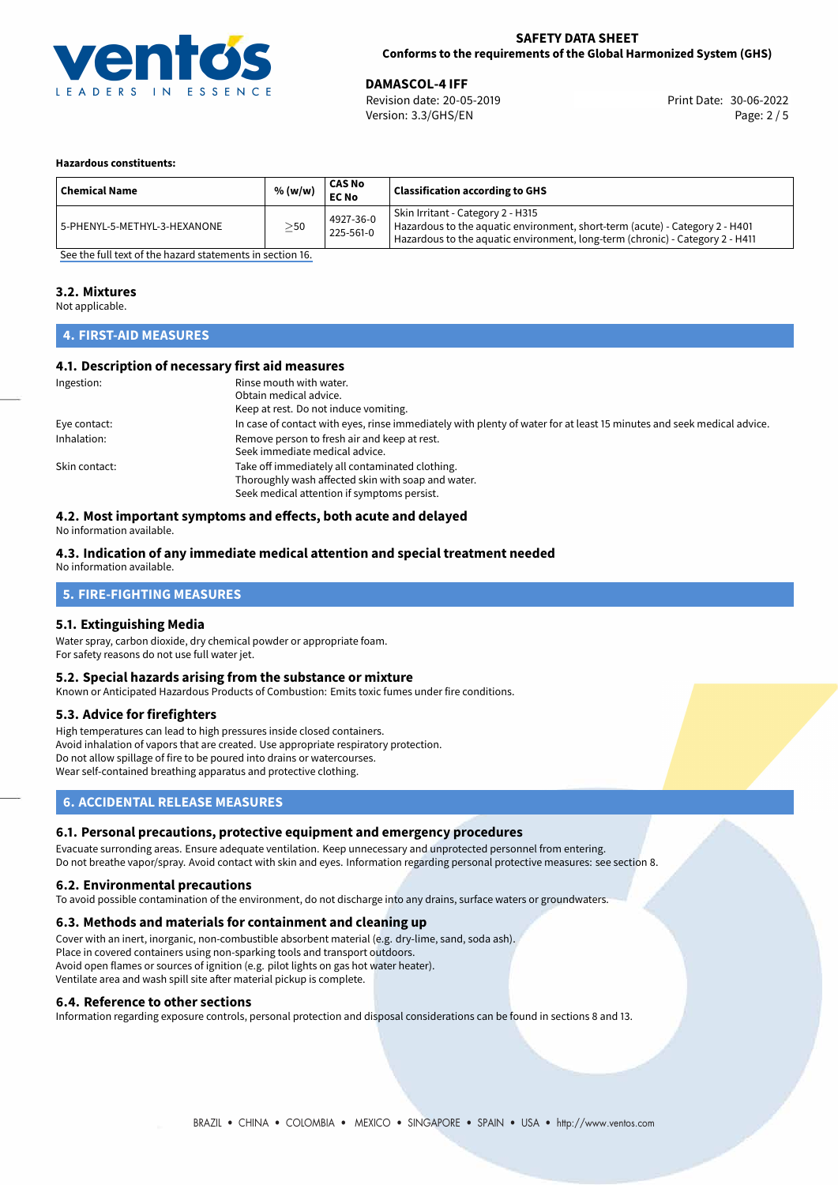#### Hazardous constituents:

| Chemical Name | % (w/w) | CAS No<br>EC No | Classification according to GHS |
|---|---|---|---|
| 5-PHENYL-5-METHYL-3-HEXANONE | $\geq$50 | 4927-36-0<br>225-561-0 | Skin Irritant - Category 2 - H315<br>Hazardous to the aquatic environment, short-term (acute) - Category 2 - H401<br>Hazardous to the aquatic environment, long-term (chronic) - Category 2 - H411 |

See the full text of the hazard statements in section 16.

### 3.2. Mixtures
Not applicable.

## 4. FIRST-AID MEASURES

### 4.1. Description of necessary first aid measures

Ingestion:
Rinse mouth with water.
Obtain medical advice.
Keep at rest. Do not induce vomiting.

Eye contact:
In case of contact with eyes, rinse immediately with plenty of water for at least 15 minutes and seek medical advice.

Inhalation:
Remove person to fresh air and keep at rest.
Seek immediate medical advice.

Skin contact:
Take off immediately all contaminated clothing.
Thoroughly wash affected skin with soap and water.
Seek medical attention if symptoms persist.

### 4.2. Most important symptoms and effects, both acute and delayed
No information available.

### 4.3. Indication of any immediate medical attention and special treatment needed
No information available.

## 5. FIRE-FIGHTING MEASURES

### 5.1. Extinguishing Media
Water spray, carbon dioxide, dry chemical powder or appropriate foam.
For safety reasons do not use full water jet.

### 5.2. Special hazards arising from the substance or mixture
Known or Anticipated Hazardous Products of Combustion: Emits toxic fumes under fire conditions.

### 5.3. Advice for firefighters
High temperatures can lead to high pressures inside closed containers.
Avoid inhalation of vapors that are created. Use appropriate respiratory protection.
Do not allow spillage of fire to be poured into drains or watercourses.
Wear self-contained breathing apparatus and protective clothing.

## 6. ACCIDENTAL RELEASE MEASURES

### 6.1. Personal precautions, protective equipment and emergency procedures
Evacuate surronding areas. Ensure adequate ventilation. Keep unnecessary and unprotected personnel from entering.
Do not breathe vapor/spray. Avoid contact with skin and eyes. Information regarding personal protective measures: see section 8.

### 6.2. Environmental precautions
To avoid possible contamination of the environment, do not discharge into any drains, surface waters or groundwaters.

### 6.3. Methods and materials for containment and cleaning up
Cover with an inert, inorganic, non-combustible absorbent material (e.g. dry-lime, sand, soda ash).
Place in covered containers using non-sparking tools and transport outdoors.
Avoid open flames or sources of ignition (e.g. pilot lights on gas hot water heater).
Ventilate area and wash spill site after material pickup is complete.

### 6.4. Reference to other sections
Information regarding exposure controls, personal protection and disposal considerations can be found in sections 8 and 13.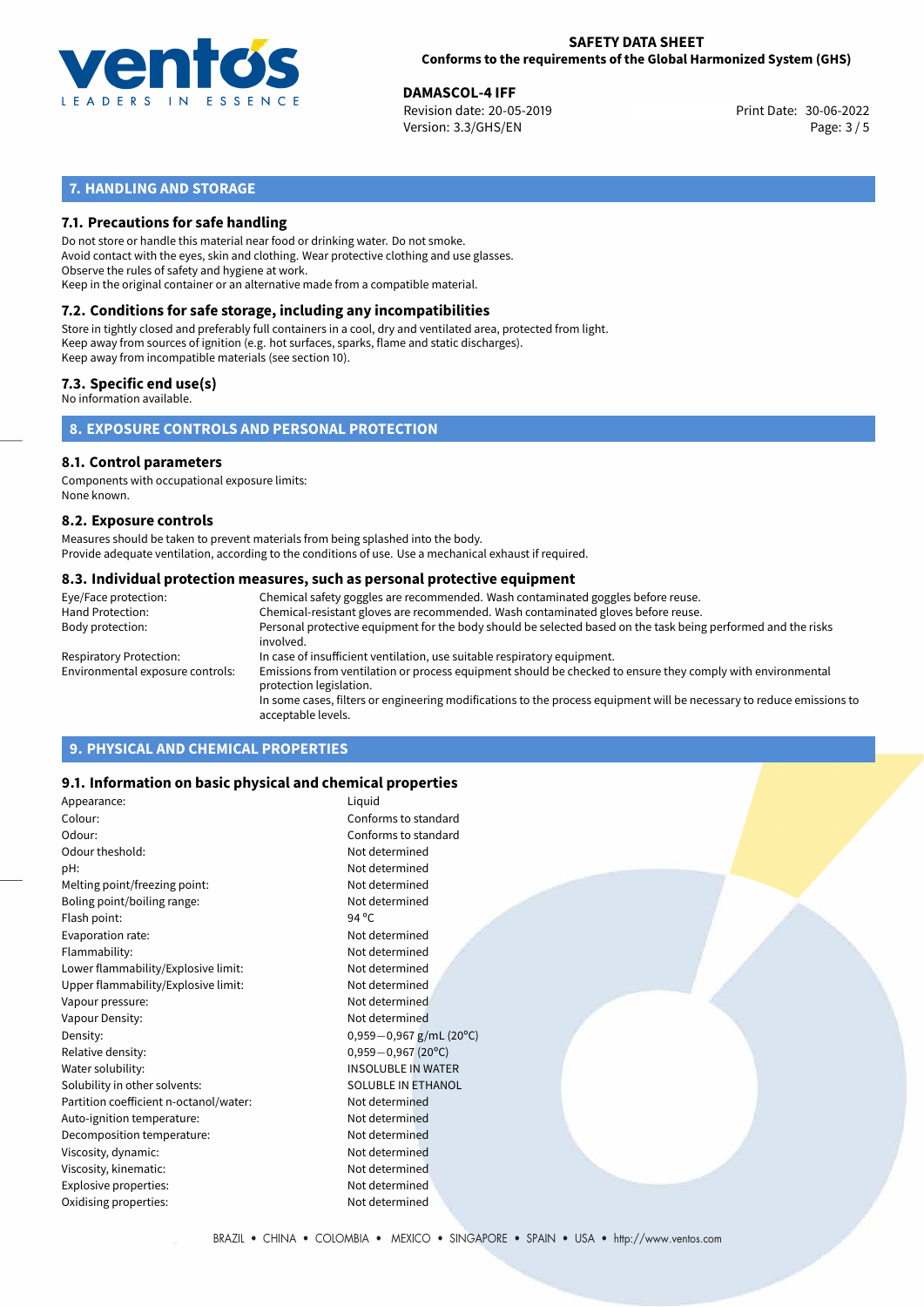## 7. HANDLING AND STORAGE

### 7.1. Precautions for safe handling

Do not store or handle this material near food or drinking water. Do not smoke.
Avoid contact with the eyes, skin and clothing. Wear protective clothing and use glasses.
Observe the rules of safety and hygiene at work.
Keep in the original container or an alternative made from a compatible material.

### 7.2. Conditions for safe storage, including any incompatibilities

Store in tightly closed and preferably full containers in a cool, dry and ventilated area, protected from light.
Keep away from sources of ignition (e.g. hot surfaces, sparks, flame and static discharges).
Keep away from incompatible materials (see section 10).

### 7.3. Specific end use(s)

No information available.

## 8. EXPOSURE CONTROLS AND PERSONAL PROTECTION

### 8.1. Control parameters

Components with occupational exposure limits:
None known.

### 8.2. Exposure controls

Measures should be taken to prevent materials from being splashed into the body.
Provide adequate ventilation, according to the conditions of use. Use a mechanical exhaust if required.

### 8.3. Individual protection measures, such as personal protective equipment

| | |
|---|---|
| Eye/Face protection: | Chemical safety goggles are recommended. Wash contaminated goggles before reuse. |
| Hand Protection: | Chemical-resistant gloves are recommended. Wash contaminated gloves before reuse. |
| Body protection: | Personal protective equipment for the body should be selected based on the task being performed and the risks involved. |
| Respiratory Protection: | In case of insufficient ventilation, use suitable respiratory equipment. |
| Environmental exposure controls: | Emissions from ventilation or process equipment should be checked to ensure they comply with environmental protection legislation. In some cases, filters or engineering modifications to the process equipment will be necessary to reduce emissions to acceptable levels. |

## 9. PHYSICAL AND CHEMICAL PROPERTIES

### 9.1. Information on basic physical and chemical properties

| | |
|---|---|
| Appearance: | Liquid |
| Colour: | Conforms to standard |
| Odour: | Conforms to standard |
| Odour theshold: | Not determined |
| pH: | Not determined |
| Melting point/freezing point: | Not determined |
| Boling point/boiling range: | Not determined |
| Flash point: | 94 °C |
| Evaporation rate: | Not determined |
| Flammability: | Not determined |
| Lower flammability/Explosive limit: | Not determined |
| Upper flammability/Explosive limit: | Not determined |
| Vapour pressure: | Not determined |
| Vapour Density: | Not determined |
| Density: | 0,959−0,967 g/mL (20°C) |
| Relative density: | 0,959−0,967 (20°C) |
| Water solubility: | INSOLUBLE IN WATER |
| Solubility in other solvents: | SOLUBLE IN ETHANOL |
| Partition coefficient n-octanol/water: | Not determined |
| Auto-ignition temperature: | Not determined |
| Decomposition temperature: | Not determined |
| Viscosity, dynamic: | Not determined |
| Viscosity, kinematic: | Not determined |
| Explosive properties: | Not determined |
| Oxidising properties: | Not determined |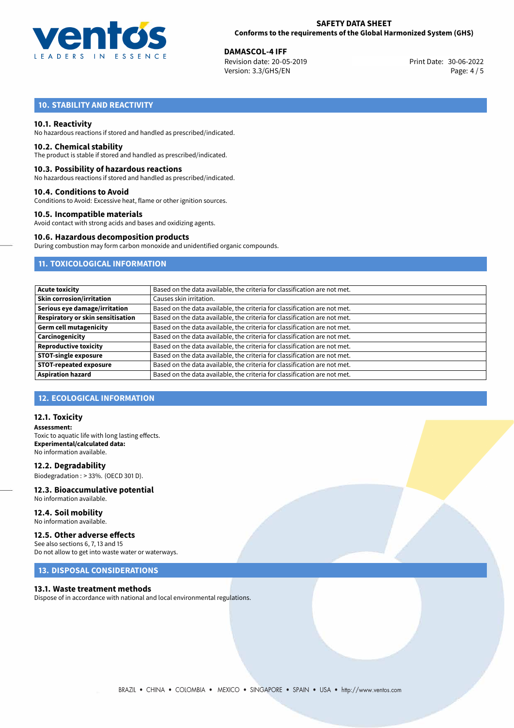## 10. STABILITY AND REACTIVITY

### 10.1. Reactivity
No hazardous reactions if stored and handled as prescribed/indicated.

### 10.2. Chemical stability
The product is stable if stored and handled as prescribed/indicated.

### 10.3. Possibility of hazardous reactions
No hazardous reactions if stored and handled as prescribed/indicated.

### 10.4. Conditions to Avoid
Conditions to Avoid: Excessive heat, flame or other ignition sources.

### 10.5. Incompatible materials
Avoid contact with strong acids and bases and oxidizing agents.

### 10.6. Hazardous decomposition products
During combustion may form carbon monoxide and unidentified organic compounds.

## 11. TOXICOLOGICAL INFORMATION

| | |
|---|---|
| **Acute toxicity** | Based on the data available, the criteria for classification are not met. |
| **Skin corrosion/irritation** | Causes skin irritation. |
| **Serious eye damage/irritation** | Based on the data available, the criteria for classification are not met. |
| **Respiratory or skin sensitisation** | Based on the data available, the criteria for classification are not met. |
| **Germ cell mutagenicity** | Based on the data available, the criteria for classification are not met. |
| **Carcinogenicity** | Based on the data available, the criteria for classification are not met. |
| **Reproductive toxicity** | Based on the data available, the criteria for classification are not met. |
| **STOT-single exposure** | Based on the data available, the criteria for classification are not met. |
| **STOT-repeated exposure** | Based on the data available, the criteria for classification are not met. |
| **Aspiration hazard** | Based on the data available, the criteria for classification are not met. |

## 12. ECOLOGICAL INFORMATION

### 12.1. Toxicity
**Assessment:**
Toxic to aquatic life with long lasting effects.
**Experimental/calculated data:**
No information available.

### 12.2. Degradability
Biodegradation : > 33%. (OECD 301 D).

### 12.3. Bioaccumulative potential
No information available.

### 12.4. Soil mobility
No information available.

### 12.5. Other adverse effects
See also sections 6, 7, 13 and 15
Do not allow to get into waste water or waterways.

## 13. DISPOSAL CONSIDERATIONS

### 13.1. Waste treatment methods
Dispose of in accordance with national and local environmental regulations.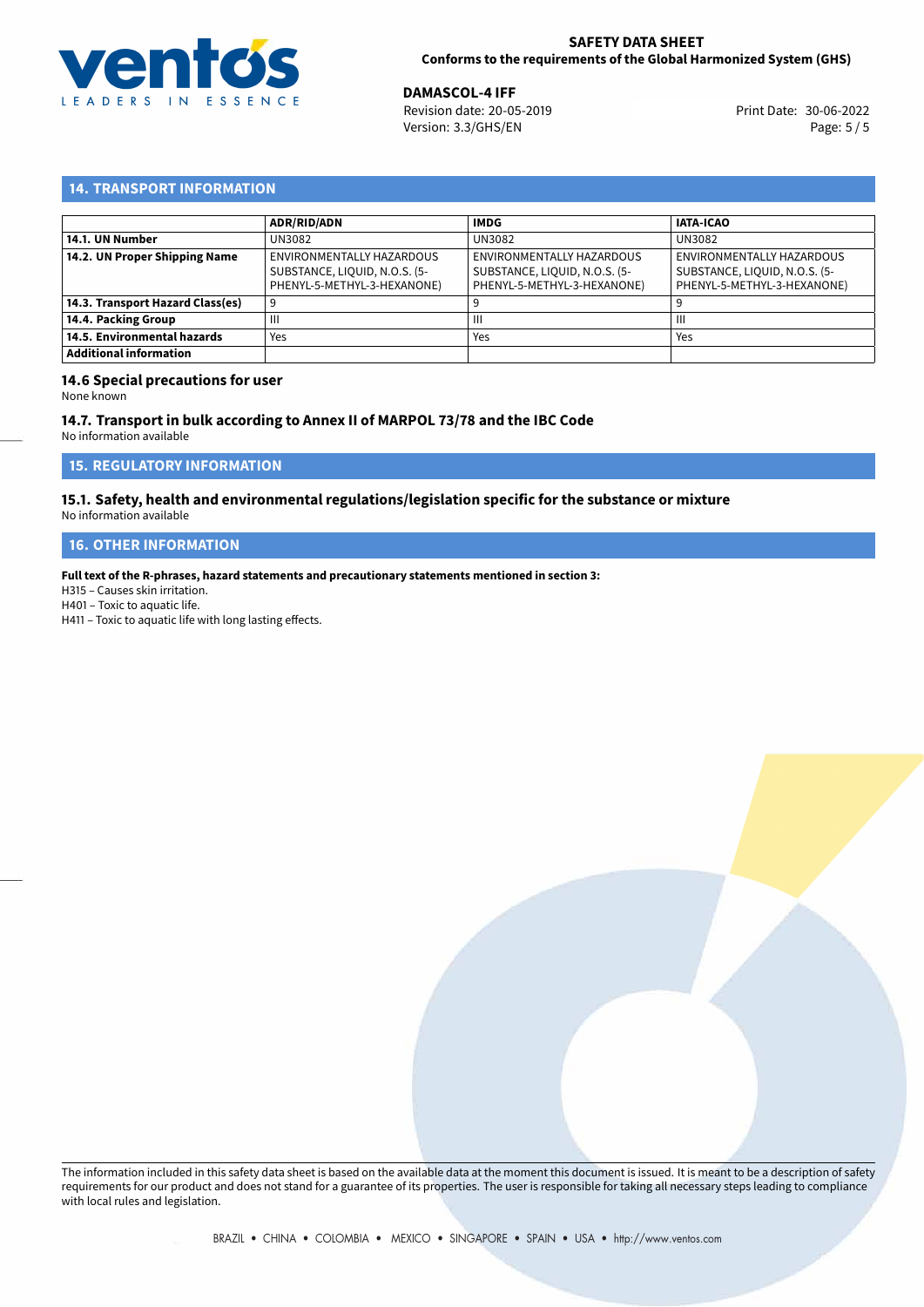## 14. TRANSPORT INFORMATION

| | ADR/RID/ADN | IMDG | IATA-ICAO |
|---|---|---|---|
| **14.1. UN Number** | UN3082 | UN3082 | UN3082 |
| **14.2. UN Proper Shipping Name** | ENVIRONMENTALLY HAZARDOUS SUBSTANCE, LIQUID, N.O.S. (5-PHENYL-5-METHYL-3-HEXANONE) | ENVIRONMENTALLY HAZARDOUS SUBSTANCE, LIQUID, N.O.S. (5-PHENYL-5-METHYL-3-HEXANONE) | ENVIRONMENTALLY HAZARDOUS SUBSTANCE, LIQUID, N.O.S. (5-PHENYL-5-METHYL-3-HEXANONE) |
| **14.3. Transport Hazard Class(es)** | 9 | 9 | 9 |
| **14.4. Packing Group** | III | III | III |
| **14.5. Environmental hazards** | Yes | Yes | Yes |
| **Additional information** | | | |

### 14.6 Special precautions for user

None known

### 14.7. Transport in bulk according to Annex II of MARPOL 73/78 and the IBC Code

No information available

## 15. REGULATORY INFORMATION

### 15.1. Safety, health and environmental regulations/legislation specific for the substance or mixture

No information available

## 16. OTHER INFORMATION

**Full text of the R-phrases, hazard statements and precautionary statements mentioned in section 3:**

H315 – Causes skin irritation.
H401 – Toxic to aquatic life.
H411 – Toxic to aquatic life with long lasting effects.

The information included in this safety data sheet is based on the available data at the moment this document is issued. It is meant to be a description of safety requirements for our product and does not stand for a guarantee of its properties. The user is responsible for taking all necessary steps leading to compliance with local rules and legislation.